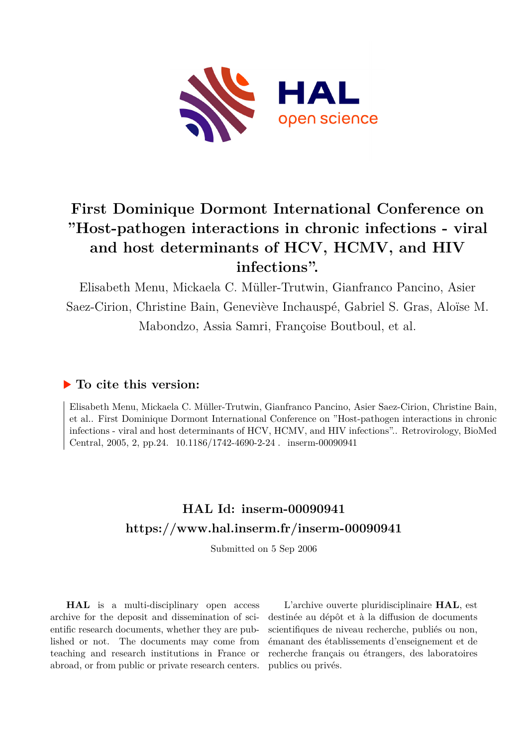# First Dominique Dormont International Conference on "Host-pathogen interactions in chronic infections - viral and host determinants of HCV, HCMV, and HIV infections".

Elisabeth Menu, Mickaela C. Müller-Trutwin, Gianfranco Pancino, Asier Saez-Cirion, Christine Bain, Geneviève Inchauspé, Gabriel S. Gras, Aloïse M. Mabondzo, Assia Samri, Françoise Boutboul, et al.

## ▶ To cite this version:

Elisabeth Menu, Mickaela C. Müller-Trutwin, Gianfranco Pancino, Asier Saez-Cirion, Christine Bain, et al.. First Dominique Dormont International Conference on "Host-pathogen interactions in chronic infections - viral and host determinants of HCV, HCMV, and HIV infections".. Retrovirology, BioMed Central, 2005, 2, pp.24. 10.1186/1742-4690-2-24 . inserm-00090941

## HAL Id: inserm-00090941
## https://www.hal.inserm.fr/inserm-00090941

Submitted on 5 Sep 2006

**HAL** is a multi-disciplinary open access archive for the deposit and dissemination of scientific research documents, whether they are published or not. The documents may come from teaching and research institutions in France or abroad, or from public or private research centers.

L'archive ouverte pluridisciplinaire **HAL**, est destinée au dépôt et à la diffusion de documents scientifiques de niveau recherche, publiés ou non, émanant des établissements d'enseignement et de recherche français ou étrangers, des laboratoires publics ou privés.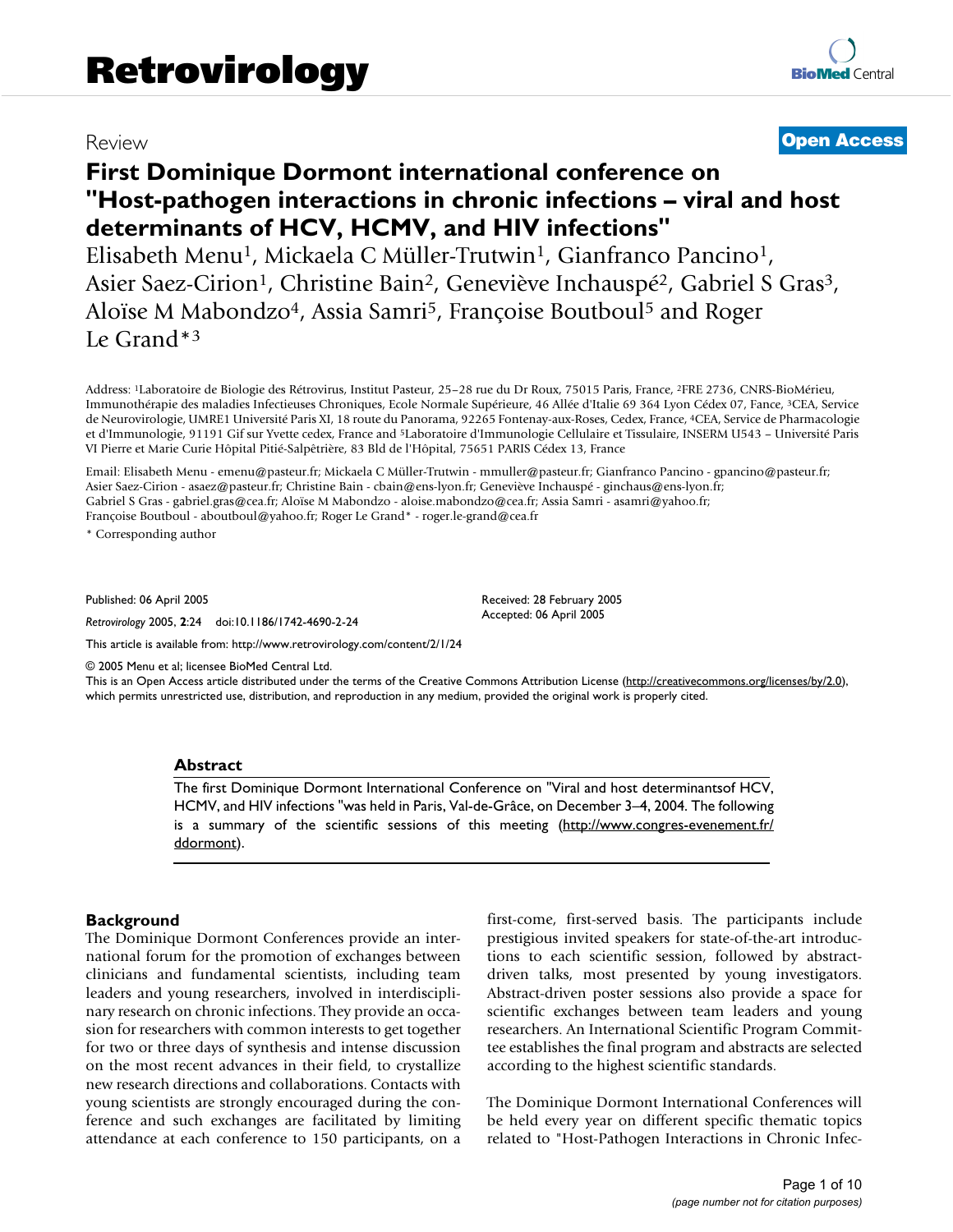Review

**Open Access**

# First Dominique Dormont international conference on "Host-pathogen interactions in chronic infections – viral and host determinants of HCV, HCMV, and HIV infections"

Elisabeth Menu[1], Mickaela C Müller-Trutwin[1], Gianfranco Pancino[1], Asier Saez-Cirion[1], Christine Bain[2], Geneviève Inchauspé[2], Gabriel S Gras[3], Aloïse M Mabondzo[4], Assia Samri[5], Françoise Boutboul[5] and Roger Le Grand*[3]

Address: [1]Laboratoire de Biologie des Rétrovirus, Institut Pasteur, 25–28 rue du Dr Roux, 75015 Paris, France, [2]FRE 2736, CNRS-BioMérieu, Immunothérapie des maladies Infectieuses Chroniques, Ecole Normale Supérieure, 46 Allée d'Italie 69 364 Lyon Cédex 07, Fance, [3]CEA, Service de Neurovirologie, UMRE1 Université Paris XI, 18 route du Panorama, 92265 Fontenay-aux-Roses, Cedex, France, [4]CEA, Service de Pharmacologie et d'Immunologie, 91191 Gif sur Yvette cedex, France and [5]Laboratoire d'Immunologie Cellulaire et Tissulaire, INSERM U543 – Université Paris VI Pierre et Marie Curie Hôpital Pitié-Salpêtrière, 83 Bld de l'Hôpital, 75651 PARIS Cédex 13, France

Email: Elisabeth Menu - emenu@pasteur.fr; Mickaela C Müller-Trutwin - mmuller@pasteur.fr; Gianfranco Pancino - gpancino@pasteur.fr; Asier Saez-Cirion - asaez@pasteur.fr; Christine Bain - cbain@ens-lyon.fr; Geneviève Inchauspé - ginchaus@ens-lyon.fr; Gabriel S Gras - gabriel.gras@cea.fr; Aloïse M Mabondzo - aloise.mabondzo@cea.fr; Assia Samri - asamri@yahoo.fr; Françoise Boutboul - aboutboul@yahoo.fr; Roger Le Grand* - roger.le-grand@cea.fr

* Corresponding author

Published: 06 April 2005

*Retrovirology* 2005, **2**:24 doi:10.1186/1742-4690-2-24

Received: 28 February 2005
Accepted: 06 April 2005

This article is available from: http://www.retrovirology.com/content/2/1/24

© 2005 Menu et al; licensee BioMed Central Ltd.
This is an Open Access article distributed under the terms of the Creative Commons Attribution License (http://creativecommons.org/licenses/by/2.0), which permits unrestricted use, distribution, and reproduction in any medium, provided the original work is properly cited.

## Abstract

The first Dominique Dormont International Conference on "Viral and host determinantsof HCV, HCMV, and HIV infections "was held in Paris, Val-de-Grâce, on December 3–4, 2004. The following is a summary of the scientific sessions of this meeting (http://www.congres-evenement.fr/ddormont).

## Background

The Dominique Dormont Conferences provide an international forum for the promotion of exchanges between clinicians and fundamental scientists, including team leaders and young researchers, involved in interdisciplinary research on chronic infections. They provide an occasion for researchers with common interests to get together for two or three days of synthesis and intense discussion on the most recent advances in their field, to crystallize new research directions and collaborations. Contacts with young scientists are strongly encouraged during the conference and such exchanges are facilitated by limiting attendance at each conference to 150 participants, on a first-come, first-served basis. The participants include prestigious invited speakers for state-of-the-art introductions to each scientific session, followed by abstract-driven talks, most presented by young investigators. Abstract-driven poster sessions also provide a space for scientific exchanges between team leaders and young researchers. An International Scientific Program Committee establishes the final program and abstracts are selected according to the highest scientific standards.

The Dominique Dormont International Conferences will be held every year on different specific thematic topics related to "Host-Pathogen Interactions in Chronic Infec-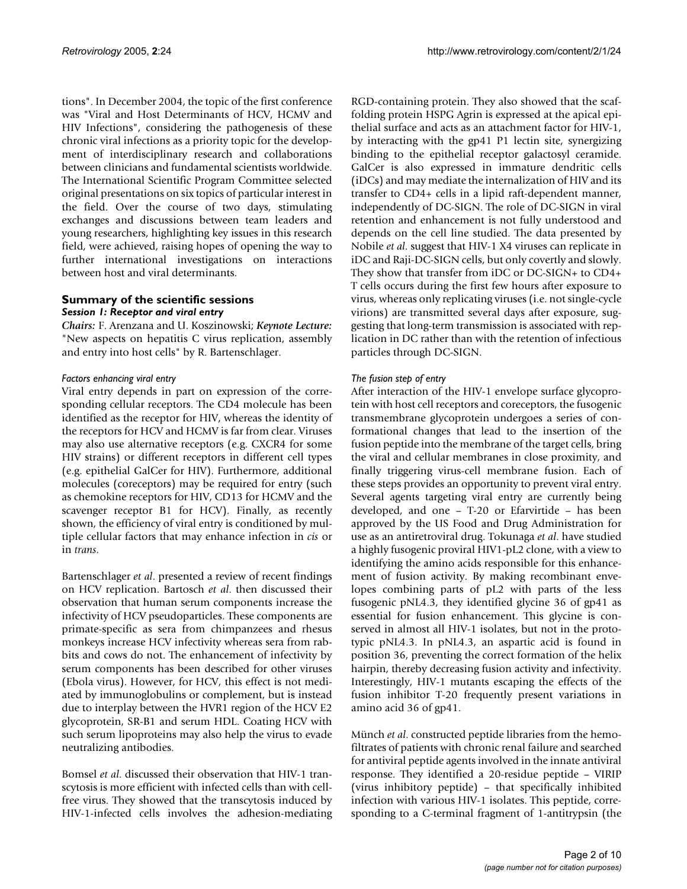tions". In December 2004, the topic of the first conference was "Viral and Host Determinants of HCV, HCMV and HIV Infections", considering the pathogenesis of these chronic viral infections as a priority topic for the development of interdisciplinary research and collaborations between clinicians and fundamental scientists worldwide. The International Scientific Program Committee selected original presentations on six topics of particular interest in the field. Over the course of two days, stimulating exchanges and discussions between team leaders and young researchers, highlighting key issues in this research field, were achieved, raising hopes of opening the way to further international investigations on interactions between host and viral determinants.

## Summary of the scientific sessions

### *Session 1: Receptor and viral entry*

***Chairs:*** F. Arenzana and U. Koszinowski; ***Keynote Lecture:*** "New aspects on hepatitis C virus replication, assembly and entry into host cells" by R. Bartenschlager.

#### *Factors enhancing viral entry*

Viral entry depends in part on expression of the corresponding cellular receptors. The CD4 molecule has been identified as the receptor for HIV, whereas the identity of the receptors for HCV and HCMV is far from clear. Viruses may also use alternative receptors (e.g. CXCR4 for some HIV strains) or different receptors in different cell types (e.g. epithelial GalCer for HIV). Furthermore, additional molecules (coreceptors) may be required for entry (such as chemokine receptors for HIV, CD13 for HCMV and the scavenger receptor B1 for HCV). Finally, as recently shown, the efficiency of viral entry is conditioned by multiple cellular factors that may enhance infection in *cis* or in *trans*.

Bartenschlager *et al*. presented a review of recent findings on HCV replication. Bartosch *et al*. then discussed their observation that human serum components increase the infectivity of HCV pseudoparticles. These components are primate-specific as sera from chimpanzees and rhesus monkeys increase HCV infectivity whereas sera from rabbits and cows do not. The enhancement of infectivity by serum components has been described for other viruses (Ebola virus). However, for HCV, this effect is not mediated by immunoglobulins or complement, but is instead due to interplay between the HVR1 region of the HCV E2 glycoprotein, SR-B1 and serum HDL. Coating HCV with such serum lipoproteins may also help the virus to evade neutralizing antibodies.

Bomsel *et al*. discussed their observation that HIV-1 transcytosis is more efficient with infected cells than with cell-free virus. They showed that the transcytosis induced by HIV-1-infected cells involves the adhesion-mediating RGD-containing protein. They also showed that the scaffolding protein HSPG Agrin is expressed at the apical epithelial surface and acts as an attachment factor for HIV-1, by interacting with the gp41 P1 lectin site, synergizing binding to the epithelial receptor galactosyl ceramide. GalCer is also expressed in immature dendritic cells (iDCs) and may mediate the internalization of HIV and its transfer to CD4+ cells in a lipid raft-dependent manner, independently of DC-SIGN. The role of DC-SIGN in viral retention and enhancement is not fully understood and depends on the cell line studied. The data presented by Nobile *et al*. suggest that HIV-1 X4 viruses can replicate in iDC and Raji-DC-SIGN cells, but only covertly and slowly. They show that transfer from iDC or DC-SIGN+ to CD4+ T cells occurs during the first few hours after exposure to virus, whereas only replicating viruses (i.e. not single-cycle virions) are transmitted several days after exposure, suggesting that long-term transmission is associated with replication in DC rather than with the retention of infectious particles through DC-SIGN.

#### *The fusion step of entry*

After interaction of the HIV-1 envelope surface glycoprotein with host cell receptors and coreceptors, the fusogenic transmembrane glycoprotein undergoes a series of conformational changes that lead to the insertion of the fusion peptide into the membrane of the target cells, bring the viral and cellular membranes in close proximity, and finally triggering virus-cell membrane fusion. Each of these steps provides an opportunity to prevent viral entry. Several agents targeting viral entry are currently being developed, and one – T-20 or Efarvirtide – has been approved by the US Food and Drug Administration for use as an antiretroviral drug. Tokunaga *et al*. have studied a highly fusogenic proviral HIV1-pL2 clone, with a view to identifying the amino acids responsible for this enhancement of fusion activity. By making recombinant envelopes combining parts of pL2 with parts of the less fusogenic pNL4.3, they identified glycine 36 of gp41 as essential for fusion enhancement. This glycine is conserved in almost all HIV-1 isolates, but not in the prototypic pNL4.3. In pNL4.3, an aspartic acid is found in position 36, preventing the correct formation of the helix hairpin, thereby decreasing fusion activity and infectivity. Interestingly, HIV-1 mutants escaping the effects of the fusion inhibitor T-20 frequently present variations in amino acid 36 of gp41.

Münch *et al*. constructed peptide libraries from the hemofiltrates of patients with chronic renal failure and searched for antiviral peptide agents involved in the innate antiviral response. They identified a 20-residue peptide – VIRIP (virus inhibitory peptide) – that specifically inhibited infection with various HIV-1 isolates. This peptide, corresponding to a C-terminal fragment of 1-antitrypsin (the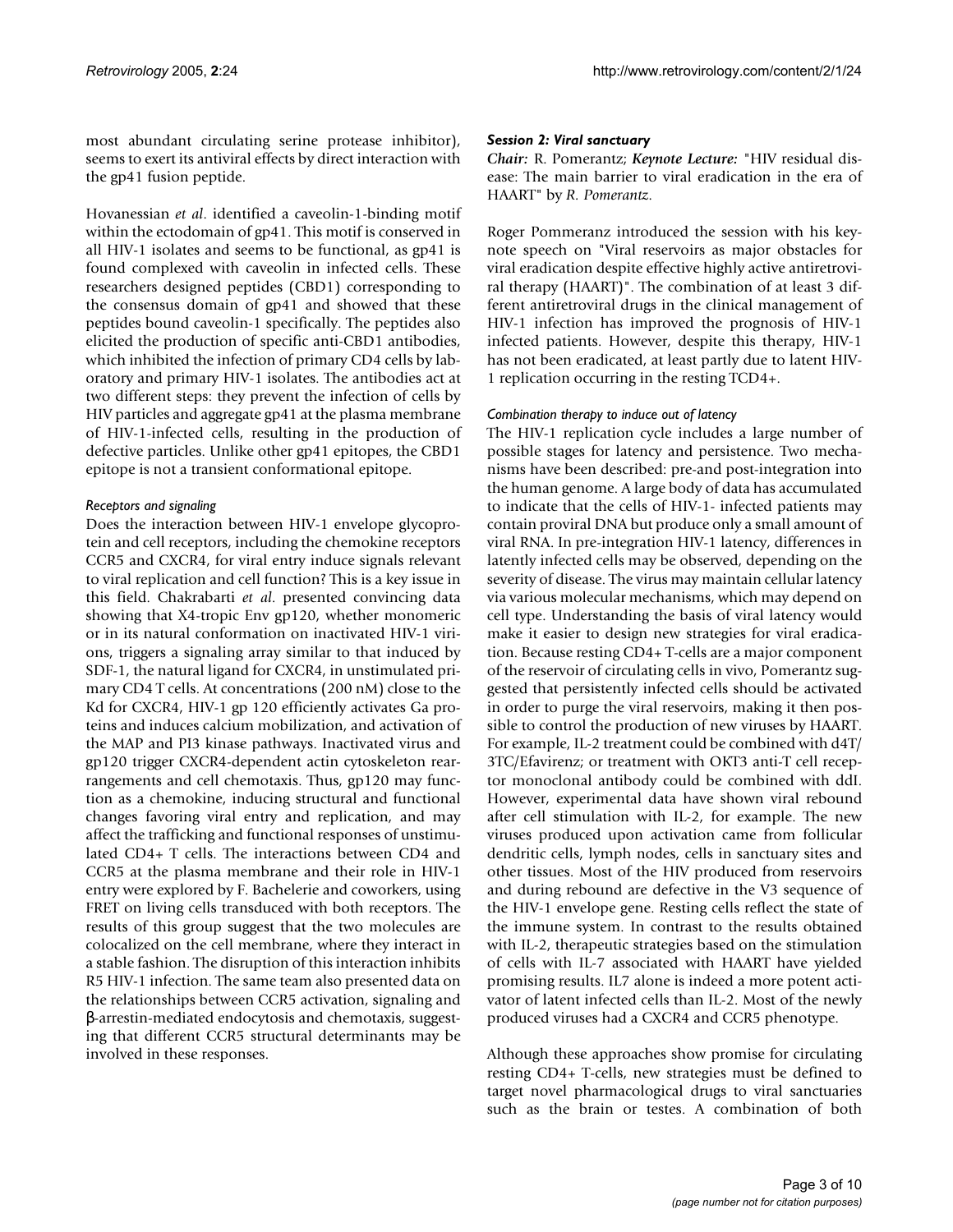most abundant circulating serine protease inhibitor), seems to exert its antiviral effects by direct interaction with the gp41 fusion peptide.

Hovanessian *et al*. identified a caveolin-1-binding motif within the ectodomain of gp41. This motif is conserved in all HIV-1 isolates and seems to be functional, as gp41 is found complexed with caveolin in infected cells. These researchers designed peptides (CBD1) corresponding to the consensus domain of gp41 and showed that these peptides bound caveolin-1 specifically. The peptides also elicited the production of specific anti-CBD1 antibodies, which inhibited the infection of primary CD4 cells by laboratory and primary HIV-1 isolates. The antibodies act at two different steps: they prevent the infection of cells by HIV particles and aggregate gp41 at the plasma membrane of HIV-1-infected cells, resulting in the production of defective particles. Unlike other gp41 epitopes, the CBD1 epitope is not a transient conformational epitope.

#### *Receptors and signaling*

Does the interaction between HIV-1 envelope glycoprotein and cell receptors, including the chemokine receptors CCR5 and CXCR4, for viral entry induce signals relevant to viral replication and cell function? This is a key issue in this field. Chakrabarti *et al*. presented convincing data showing that X4-tropic Env gp120, whether monomeric or in its natural conformation on inactivated HIV-1 virions, triggers a signaling array similar to that induced by SDF-1, the natural ligand for CXCR4, in unstimulated primary CD4 T cells. At concentrations (200 nM) close to the Kd for CXCR4, HIV-1 gp 120 efficiently activates Ga proteins and induces calcium mobilization, and activation of the MAP and PI3 kinase pathways. Inactivated virus and gp120 trigger CXCR4-dependent actin cytoskeleton rearrangements and cell chemotaxis. Thus, gp120 may function as a chemokine, inducing structural and functional changes favoring viral entry and replication, and may affect the trafficking and functional responses of unstimulated CD4+ T cells. The interactions between CD4 and CCR5 at the plasma membrane and their role in HIV-1 entry were explored by F. Bachelerie and coworkers, using FRET on living cells transduced with both receptors. The results of this group suggest that the two molecules are colocalized on the cell membrane, where they interact in a stable fashion. The disruption of this interaction inhibits R5 HIV-1 infection. The same team also presented data on the relationships between CCR5 activation, signaling and β-arrestin-mediated endocytosis and chemotaxis, suggesting that different CCR5 structural determinants may be involved in these responses.

### *Session 2: Viral sanctuary*

***Chair:*** R. Pomerantz; ***Keynote Lecture:*** "HIV residual disease: The main barrier to viral eradication in the era of HAART" by *R. Pomerantz*.

Roger Pommeranz introduced the session with his keynote speech on "Viral reservoirs as major obstacles for viral eradication despite effective highly active antiretroviral therapy (HAART)". The combination of at least 3 different antiretroviral drugs in the clinical management of HIV-1 infection has improved the prognosis of HIV-1 infected patients. However, despite this therapy, HIV-1 has not been eradicated, at least partly due to latent HIV-1 replication occurring in the resting TCD4+.

#### *Combination therapy to induce out of latency*

The HIV-1 replication cycle includes a large number of possible stages for latency and persistence. Two mechanisms have been described: pre-and post-integration into the human genome. A large body of data has accumulated to indicate that the cells of HIV-1- infected patients may contain proviral DNA but produce only a small amount of viral RNA. In pre-integration HIV-1 latency, differences in latently infected cells may be observed, depending on the severity of disease. The virus may maintain cellular latency via various molecular mechanisms, which may depend on cell type. Understanding the basis of viral latency would make it easier to design new strategies for viral eradication. Because resting CD4+ T-cells are a major component of the reservoir of circulating cells in vivo, Pomerantz suggested that persistently infected cells should be activated in order to purge the viral reservoirs, making it then possible to control the production of new viruses by HAART. For example, IL-2 treatment could be combined with d4T/3TC/Efavirenz; or treatment with OKT3 anti-T cell receptor monoclonal antibody could be combined with ddI. However, experimental data have shown viral rebound after cell stimulation with IL-2, for example. The new viruses produced upon activation came from follicular dendritic cells, lymph nodes, cells in sanctuary sites and other tissues. Most of the HIV produced from reservoirs and during rebound are defective in the V3 sequence of the HIV-1 envelope gene. Resting cells reflect the state of the immune system. In contrast to the results obtained with IL-2, therapeutic strategies based on the stimulation of cells with IL-7 associated with HAART have yielded promising results. IL7 alone is indeed a more potent activator of latent infected cells than IL-2. Most of the newly produced viruses had a CXCR4 and CCR5 phenotype.

Although these approaches show promise for circulating resting CD4+ T-cells, new strategies must be defined to target novel pharmacological drugs to viral sanctuaries such as the brain or testes. A combination of both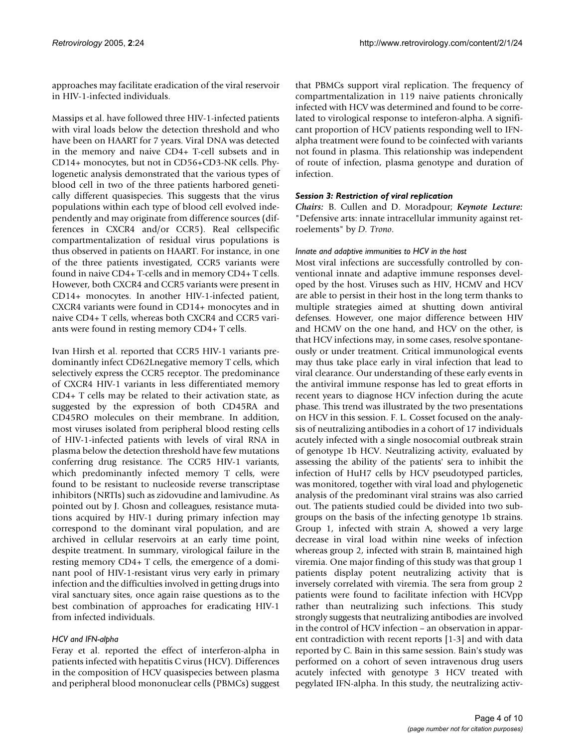approaches may facilitate eradication of the viral reservoir in HIV-1-infected individuals.

Massips et al. have followed three HIV-1-infected patients with viral loads below the detection threshold and who have been on HAART for 7 years. Viral DNA was detected in the memory and naive CD4+ T-cell subsets and in CD14+ monocytes, but not in CD56+CD3-NK cells. Phylogenetic analysis demonstrated that the various types of blood cell in two of the three patients harbored genetically different quasispecies. This suggests that the virus populations within each type of blood cell evolved independently and may originate from difference sources (differences in CXCR4 and/or CCR5). Real cellspecific compartmentalization of residual virus populations is thus observed in patients on HAART. For instance, in one of the three patients investigated, CCR5 variants were found in naive CD4+ T-cells and in memory CD4+ T cells. However, both CXCR4 and CCR5 variants were present in CD14+ monocytes. In another HIV-1-infected patient, CXCR4 variants were found in CD14+ monocytes and in naive CD4+ T cells, whereas both CXCR4 and CCR5 variants were found in resting memory CD4+ T cells.

Ivan Hirsh et al. reported that CCR5 HIV-1 variants predominantly infect CD62Lnegative memory T cells, which selectively express the CCR5 receptor. The predominance of CXCR4 HIV-1 variants in less differentiated memory CD4+ T cells may be related to their activation state, as suggested by the expression of both CD45RA and CD45RO molecules on their membrane. In addition, most viruses isolated from peripheral blood resting cells of HIV-1-infected patients with levels of viral RNA in plasma below the detection threshold have few mutations conferring drug resistance. The CCR5 HIV-1 variants, which predominantly infected memory T cells, were found to be resistant to nucleoside reverse transcriptase inhibitors (NRTIs) such as zidovudine and lamivudine. As pointed out by J. Ghosn and colleagues, resistance mutations acquired by HIV-1 during primary infection may correspond to the dominant viral population, and are archived in cellular reservoirs at an early time point, despite treatment. In summary, virological failure in the resting memory CD4+ T cells, the emergence of a dominant pool of HIV-1-resistant virus very early in primary infection and the difficulties involved in getting drugs into viral sanctuary sites, once again raise questions as to the best combination of approaches for eradicating HIV-1 from infected individuals.

#### *HCV and IFN-alpha*

Feray et al. reported the effect of interferon-alpha in patients infected with hepatitis C virus (HCV). Differences in the composition of HCV quasispecies between plasma and peripheral blood mononuclear cells (PBMCs) suggest that PBMCs support viral replication. The frequency of compartmentalization in 119 naive patients chronically infected with HCV was determined and found to be correlated to virological response to inteferon-alpha. A significant proportion of HCV patients responding well to IFN-alpha treatment were found to be coinfected with variants not found in plasma. This relationship was independent of route of infection, plasma genotype and duration of infection.

### *Session 3: Restriction of viral replication*

***Chairs:*** B. Cullen and D. Moradpour; ***Keynote Lecture:*** "Defensive arts: innate intracellular immunity against retroelements" by *D. Trono*.

#### *Innate and adaptive immunities to HCV in the host*

Most viral infections are successfully controlled by conventional innate and adaptive immune responses developed by the host. Viruses such as HIV, HCMV and HCV are able to persist in their host in the long term thanks to multiple strategies aimed at shutting down antiviral defenses. However, one major difference between HIV and HCMV on the one hand, and HCV on the other, is that HCV infections may, in some cases, resolve spontaneously or under treatment. Critical immunological events may thus take place early in viral infection that lead to viral clearance. Our understanding of these early events in the antiviral immune response has led to great efforts in recent years to diagnose HCV infection during the acute phase. This trend was illustrated by the two presentations on HCV in this session. F. L. Cosset focused on the analysis of neutralizing antibodies in a cohort of 17 individuals acutely infected with a single nosocomial outbreak strain of genotype 1b HCV. Neutralizing activity, evaluated by assessing the ability of the patients' sera to inhibit the infection of HuH7 cells by HCV pseudotyped particles, was monitored, together with viral load and phylogenetic analysis of the predominant viral strains was also carried out. The patients studied could be divided into two subgroups on the basis of the infecting genotype 1b strains. Group 1, infected with strain A, showed a very large decrease in viral load within nine weeks of infection whereas group 2, infected with strain B, maintained high viremia. One major finding of this study was that group 1 patients display potent neutralizing activity that is inversely correlated with viremia. The sera from group 2 patients were found to facilitate infection with HCVpp rather than neutralizing such infections. This study strongly suggests that neutralizing antibodies are involved in the control of HCV infection – an observation in apparent contradiction with recent reports [1-3] and with data reported by C. Bain in this same session. Bain's study was performed on a cohort of seven intravenous drug users acutely infected with genotype 3 HCV treated with pegylated IFN-alpha. In this study, the neutralizing activ-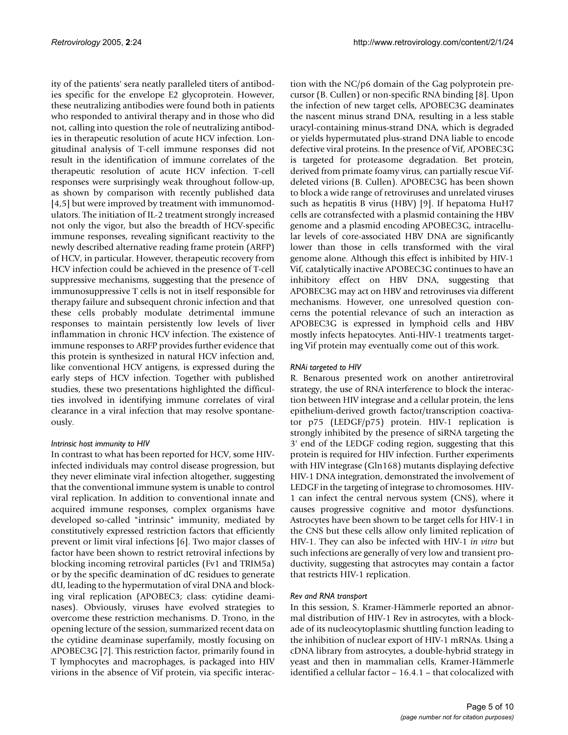ity of the patients' sera neatly paralleled titers of antibodies specific for the envelope E2 glycoprotein. However, these neutralizing antibodies were found both in patients who responded to antiviral therapy and in those who did not, calling into question the role of neutralizing antibodies in therapeutic resolution of acute HCV infection. Longitudinal analysis of T-cell immune responses did not result in the identification of immune correlates of the therapeutic resolution of acute HCV infection. T-cell responses were surprisingly weak throughout follow-up, as shown by comparison with recently published data [4,5] but were improved by treatment with immunomodulators. The initiation of IL-2 treatment strongly increased not only the vigor, but also the breadth of HCV-specific immune responses, revealing significant reactivity to the newly described alternative reading frame protein (ARFP) of HCV, in particular. However, therapeutic recovery from HCV infection could be achieved in the presence of T-cell suppressive mechanisms, suggesting that the presence of immunosuppressive T cells is not in itself responsible for therapy failure and subsequent chronic infection and that these cells probably modulate detrimental immune responses to maintain persistently low levels of liver inflammation in chronic HCV infection. The existence of immune responses to ARFP provides further evidence that this protein is synthesized in natural HCV infection and, like conventional HCV antigens, is expressed during the early steps of HCV infection. Together with published studies, these two presentations highlighted the difficulties involved in identifying immune correlates of viral clearance in a viral infection that may resolve spontaneously.

### *Intrinsic host immunity to HIV*

In contrast to what has been reported for HCV, some HIV-infected individuals may control disease progression, but they never eliminate viral infection altogether, suggesting that the conventional immune system is unable to control viral replication. In addition to conventional innate and acquired immune responses, complex organisms have developed so-called "intrinsic" immunity, mediated by constitutively expressed restriction factors that efficiently prevent or limit viral infections [6]. Two major classes of factor have been shown to restrict retroviral infections by blocking incoming retroviral particles (Fv1 and TRIM5a) or by the specific deamination of dC residues to generate dU, leading to the hypermutation of viral DNA and blocking viral replication (APOBEC3; class: cytidine deaminases). Obviously, viruses have evolved strategies to overcome these restriction mechanisms. D. Trono, in the opening lecture of the session, summarized recent data on the cytidine deaminase superfamily, mostly focusing on APOBEC3G [7]. This restriction factor, primarily found in T lymphocytes and macrophages, is packaged into HIV virions in the absence of Vif protein, via specific interaction with the NC/p6 domain of the Gag polyprotein precursor (B. Cullen) or non-specific RNA binding [8]. Upon the infection of new target cells, APOBEC3G deaminates the nascent minus strand DNA, resulting in a less stable uracyl-containing minus-strand DNA, which is degraded or yields hypermutated plus-strand DNA liable to encode defective viral proteins. In the presence of Vif, APOBEC3G is targeted for proteasome degradation. Bet protein, derived from primate foamy virus, can partially rescue Vif-deleted virions (B. Cullen). APOBEC3G has been shown to block a wide range of retroviruses and unrelated viruses such as hepatitis B virus (HBV) [9]. If hepatoma HuH7 cells are cotransfected with a plasmid containing the HBV genome and a plasmid encoding APOBEC3G, intracellular levels of core-associated HBV DNA are significantly lower than those in cells transformed with the viral genome alone. Although this effect is inhibited by HIV-1 Vif, catalytically inactive APOBEC3G continues to have an inhibitory effect on HBV DNA, suggesting that APOBEC3G may act on HBV and retroviruses via different mechanisms. However, one unresolved question concerns the potential relevance of such an interaction as APOBEC3G is expressed in lymphoid cells and HBV mostly infects hepatocytes. Anti-HIV-1 treatments targeting Vif protein may eventually come out of this work.

### *RNAi targeted to HIV*

R. Benarous presented work on another antiretroviral strategy, the use of RNA interference to block the interaction between HIV integrase and a cellular protein, the lens epithelium-derived growth factor/transcription coactivator p75 (LEDGF/p75) protein. HIV-1 replication is strongly inhibited by the presence of siRNA targeting the 3' end of the LEDGF coding region, suggesting that this protein is required for HIV infection. Further experiments with HIV integrase (Gln168) mutants displaying defective HIV-1 DNA integration, demonstrated the involvement of LEDGF in the targeting of integrase to chromosomes. HIV-1 can infect the central nervous system (CNS), where it causes progressive cognitive and motor dysfunctions. Astrocytes have been shown to be target cells for HIV-1 in the CNS but these cells allow only limited replication of HIV-1. They can also be infected with HIV-1 *in vitro* but such infections are generally of very low and transient productivity, suggesting that astrocytes may contain a factor that restricts HIV-1 replication.

### *Rev and RNA transport*

In this session, S. Kramer-Hämmerle reported an abnormal distribution of HIV-1 Rev in astrocytes, with a blockade of its nucleocytoplasmic shuttling function leading to the inhibition of nuclear export of HIV-1 mRNAs. Using a cDNA library from astrocytes, a double-hybrid strategy in yeast and then in mammalian cells, Kramer-Hämmerle identified a cellular factor – 16.4.1 – that colocalized with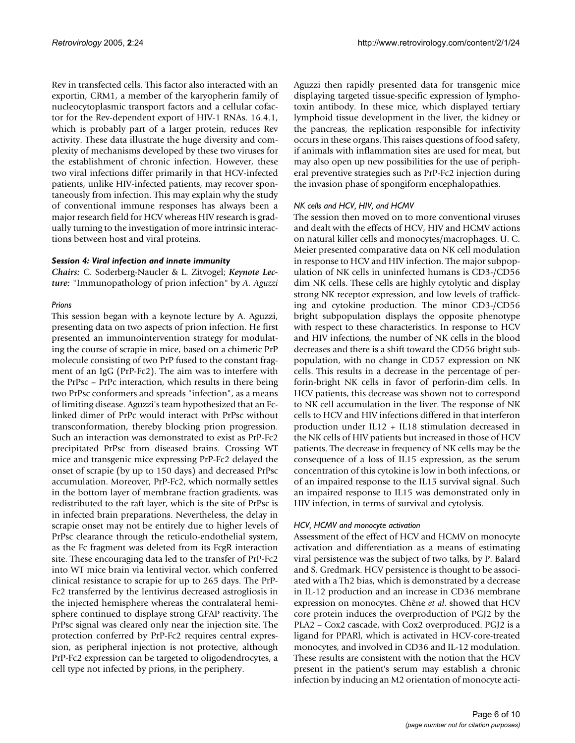Rev in transfected cells. This factor also interacted with an exportin, CRM1, a member of the karyopherin family of nucleocytoplasmic transport factors and a cellular cofactor for the Rev-dependent export of HIV-1 RNAs. 16.4.1, which is probably part of a larger protein, reduces Rev activity. These data illustrate the huge diversity and complexity of mechanisms developed by these two viruses for the establishment of chronic infection. However, these two viral infections differ primarily in that HCV-infected patients, unlike HIV-infected patients, may recover spontaneously from infection. This may explain why the study of conventional immune responses has always been a major research field for HCV whereas HIV research is gradually turning to the investigation of more intrinsic interactions between host and viral proteins.

### Session 4: Viral infection and innate immunity

*Chairs:* C. Soderberg-Naucler & L. Zitvogel; ***Keynote Lecture:*** "Immunopathology of prion infection" by *A. Aguzzi*

#### *Prions*

This session began with a keynote lecture by A. Aguzzi, presenting data on two aspects of prion infection. He first presented an immunointervention strategy for modulating the course of scrapie in mice, based on a chimeric PrP molecule consisting of two PrP fused to the constant fragment of an IgG (PrP-Fc2). The aim was to interfere with the PrPsc – PrPc interaction, which results in there being two PrPsc conformers and spreads "infection", as a means of limiting disease. Aguzzi's team hypothesized that an Fc-linked dimer of PrPc would interact with PrPsc without transconformation, thereby blocking prion progression. Such an interaction was demonstrated to exist as PrP-Fc2 precipitated PrPsc from diseased brains. Crossing WT mice and transgenic mice expressing PrP-Fc2 delayed the onset of scrapie (by up to 150 days) and decreased PrPsc accumulation. Moreover, PrP-Fc2, which normally settles in the bottom layer of membrane fraction gradients, was redistributed to the raft layer, which is the site of PrPsc is in infected brain preparations. Nevertheless, the delay in scrapie onset may not be entirely due to higher levels of PrPsc clearance through the reticulo-endothelial system, as the Fc fragment was deleted from its FcgR interaction site. These encouraging data led to the transfer of PrP-Fc2 into WT mice brain via lentiviral vector, which conferred clinical resistance to scrapie for up to 265 days. The PrP-Fc2 transferred by the lentivirus decreased astrogliosis in the injected hemisphere whereas the contralateral hemisphere continued to displaye strong GFAP reactivity. The PrPsc signal was cleared only near the injection site. The protection conferred by PrP-Fc2 requires central expression, as peripheral injection is not protective, although PrP-Fc2 expression can be targeted to oligodendrocytes, a cell type not infected by prions, in the periphery.

Aguzzi then rapidly presented data for transgenic mice displaying targeted tissue-specific expression of lymphotoxin antibody. In these mice, which displayed tertiary lymphoid tissue development in the liver, the kidney or the pancreas, the replication responsible for infectivity occurs in these organs. This raises questions of food safety, if animals with inflammation sites are used for meat, but may also open up new possibilities for the use of peripheral preventive strategies such as PrP-Fc2 injection during the invasion phase of spongiform encephalopathies.

#### *NK cells and HCV, HIV, and HCMV*

The session then moved on to more conventional viruses and dealt with the effects of HCV, HIV and HCMV actions on natural killer cells and monocytes/macrophages. U. C. Meier presented comparative data on NK cell modulation in response to HCV and HIV infection. The major subpopulation of NK cells in uninfected humans is CD3-/CD56 dim NK cells. These cells are highly cytolytic and display strong NK receptor expression, and low levels of trafficking and cytokine production. The minor CD3-/CD56 bright subpopulation displays the opposite phenotype with respect to these characteristics. In response to HCV and HIV infections, the number of NK cells in the blood decreases and there is a shift toward the CD56 bright subpopulation, with no change in CD57 expression on NK cells. This results in a decrease in the percentage of perforin-bright NK cells in favor of perforin-dim cells. In HCV patients, this decrease was shown not to correspond to NK cell accumulation in the liver. The response of NK cells to HCV and HIV infections differed in that interferon production under IL12 + IL18 stimulation decreased in the NK cells of HIV patients but increased in those of HCV patients. The decrease in frequency of NK cells may be the consequence of a loss of IL15 expression, as the serum concentration of this cytokine is low in both infections, or of an impaired response to the IL15 survival signal. Such an impaired response to IL15 was demonstrated only in HIV infection, in terms of survival and cytolysis.

#### *HCV, HCMV and monocyte activation*

Assessment of the effect of HCV and HCMV on monocyte activation and differentiation as a means of estimating viral persistence was the subject of two talks, by P. Balard and S. Gredmark. HCV persistence is thought to be associated with a Th2 bias, which is demonstrated by a decrease in IL-12 production and an increase in CD36 membrane expression on monocytes. Chêne *et al*. showed that HCV core protein induces the overproduction of PGJ2 by the PLA2 – Cox2 cascade, with Cox2 overproduced. PGJ2 is a ligand for PPARl, which is activated in HCV-core-treated monocytes, and involved in CD36 and IL-12 modulation. These results are consistent with the notion that the HCV present in the patient's serum may establish a chronic infection by inducing an M2 orientation of monocyte acti-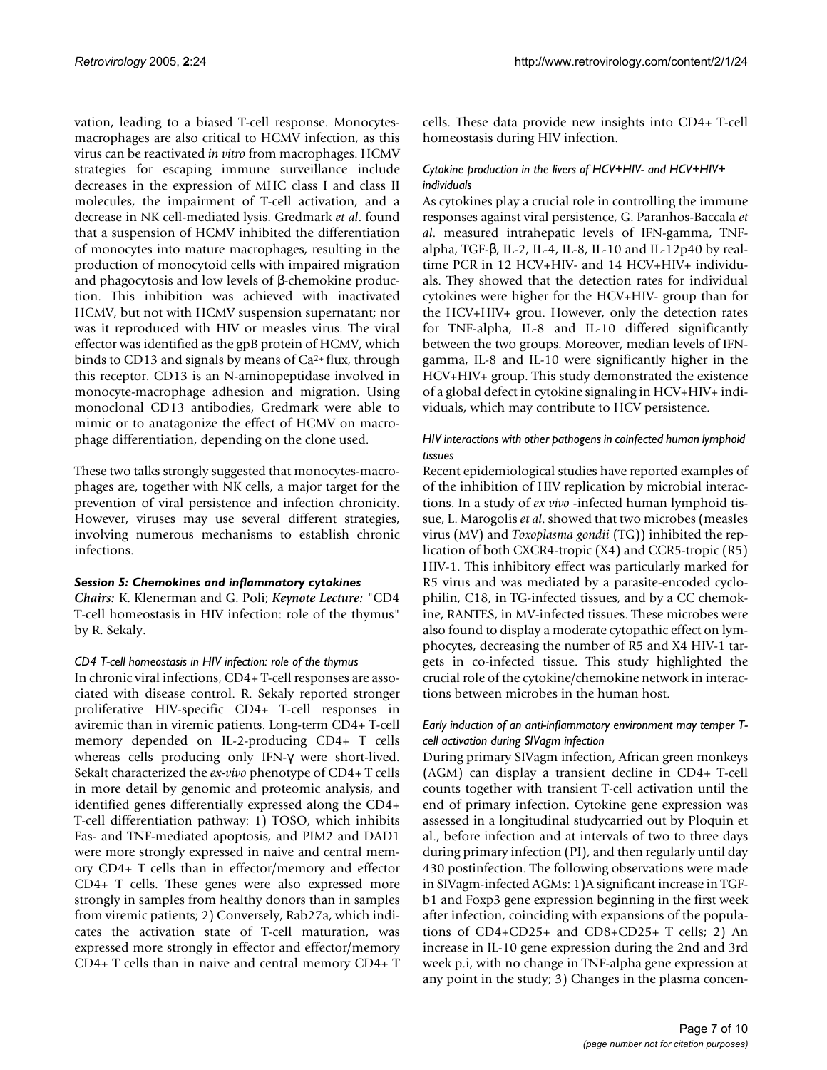vation, leading to a biased T-cell response. Monocytes-macrophages are also critical to HCMV infection, as this virus can be reactivated *in vitro* from macrophages. HCMV strategies for escaping immune surveillance include decreases in the expression of MHC class I and class II molecules, the impairment of T-cell activation, and a decrease in NK cell-mediated lysis. Gredmark *et al*. found that a suspension of HCMV inhibited the differentiation of monocytes into mature macrophages, resulting in the production of monocytoid cells with impaired migration and phagocytosis and low levels of β-chemokine production. This inhibition was achieved with inactivated HCMV, but not with HCMV suspension supernatant; nor was it reproduced with HIV or measles virus. The viral effector was identified as the gpB protein of HCMV, which binds to CD13 and signals by means of $Ca^{2+}$ flux, through this receptor. CD13 is an N-aminopeptidase involved in monocyte-macrophage adhesion and migration. Using monoclonal CD13 antibodies, Gredmark were able to mimic or to anatagonize the effect of HCMV on macrophage differentiation, depending on the clone used.

These two talks strongly suggested that monocytes-macrophages are, together with NK cells, a major target for the prevention of viral persistence and infection chronicity. However, viruses may use several different strategies, involving numerous mechanisms to establish chronic infections.

### *Session 5: Chemokines and inflammatory cytokines*

*Chairs:* K. Klenerman and G. Poli; ***Keynote Lecture:*** "CD4 T-cell homeostasis in HIV infection: role of the thymus" by R. Sekaly.

#### *CD4 T-cell homeostasis in HIV infection: role of the thymus*

In chronic viral infections, CD4+ T-cell responses are associated with disease control. R. Sekaly reported stronger proliferative HIV-specific CD4+ T-cell responses in aviremic than in viremic patients. Long-term CD4+ T-cell memory depended on IL-2-producing CD4+ T cells whereas cells producing only IFN-γ were short-lived. Sekalt characterized the *ex-vivo* phenotype of CD4+ T cells in more detail by genomic and proteomic analysis, and identified genes differentially expressed along the CD4+ T-cell differentiation pathway: 1) TOSO, which inhibits Fas- and TNF-mediated apoptosis, and PIM2 and DAD1 were more strongly expressed in naive and central memory CD4+ T cells than in effector/memory and effector CD4+ T cells. These genes were also expressed more strongly in samples from healthy donors than in samples from viremic patients; 2) Conversely, Rab27a, which indicates the activation state of T-cell maturation, was expressed more strongly in effector and effector/memory CD4+ T cells than in naive and central memory CD4+ T cells. These data provide new insights into CD4+ T-cell homeostasis during HIV infection.

#### *Cytokine production in the livers of HCV+HIV- and HCV+HIV+ individuals*

As cytokines play a crucial role in controlling the immune responses against viral persistence, G. Paranhos-Baccala *et al*. measured intrahepatic levels of IFN-gamma, TNF-alpha, TGF-β, IL-2, IL-4, IL-8, IL-10 and IL-12p40 by real-time PCR in 12 HCV+HIV- and 14 HCV+HIV+ individuals. They showed that the detection rates for individual cytokines were higher for the HCV+HIV- group than for the HCV+HIV+ grou. However, only the detection rates for TNF-alpha, IL-8 and IL-10 differed significantly between the two groups. Moreover, median levels of IFN-gamma, IL-8 and IL-10 were significantly higher in the HCV+HIV+ group. This study demonstrated the existence of a global defect in cytokine signaling in HCV+HIV+ individuals, which may contribute to HCV persistence.

#### *HIV interactions with other pathogens in coinfected human lymphoid tissues*

Recent epidemiological studies have reported examples of of the inhibition of HIV replication by microbial interactions. In a study of *ex vivo* -infected human lymphoid tissue, L. Marogolis *et al*. showed that two microbes (measles virus (MV) and *Toxoplasma gondii* (TG)) inhibited the replication of both CXCR4-tropic (X4) and CCR5-tropic (R5) HIV-1. This inhibitory effect was particularly marked for R5 virus and was mediated by a parasite-encoded cyclophilin, C18, in TG-infected tissues, and by a CC chemokine, RANTES, in MV-infected tissues. These microbes were also found to display a moderate cytopathic effect on lymphocytes, decreasing the number of R5 and X4 HIV-1 targets in co-infected tissue. This study highlighted the crucial role of the cytokine/chemokine network in interactions between microbes in the human host.

#### *Early induction of an anti-inflammatory environment may temper T-cell activation during SIVagm infection*

During primary SIVagm infection, African green monkeys (AGM) can display a transient decline in CD4+ T-cell counts together with transient T-cell activation until the end of primary infection. Cytokine gene expression was assessed in a longitudinal studycarried out by Ploquin et al., before infection and at intervals of two to three days during primary infection (PI), and then regularly until day 430 postinfection. The following observations were made in SIVagm-infected AGMs: 1)A significant increase in TGF-b1 and Foxp3 gene expression beginning in the first week after infection, coinciding with expansions of the populations of CD4+CD25+ and CD8+CD25+ T cells; 2) An increase in IL-10 gene expression during the 2nd and 3rd week p.i, with no change in TNF-alpha gene expression at any point in the study; 3) Changes in the plasma concen-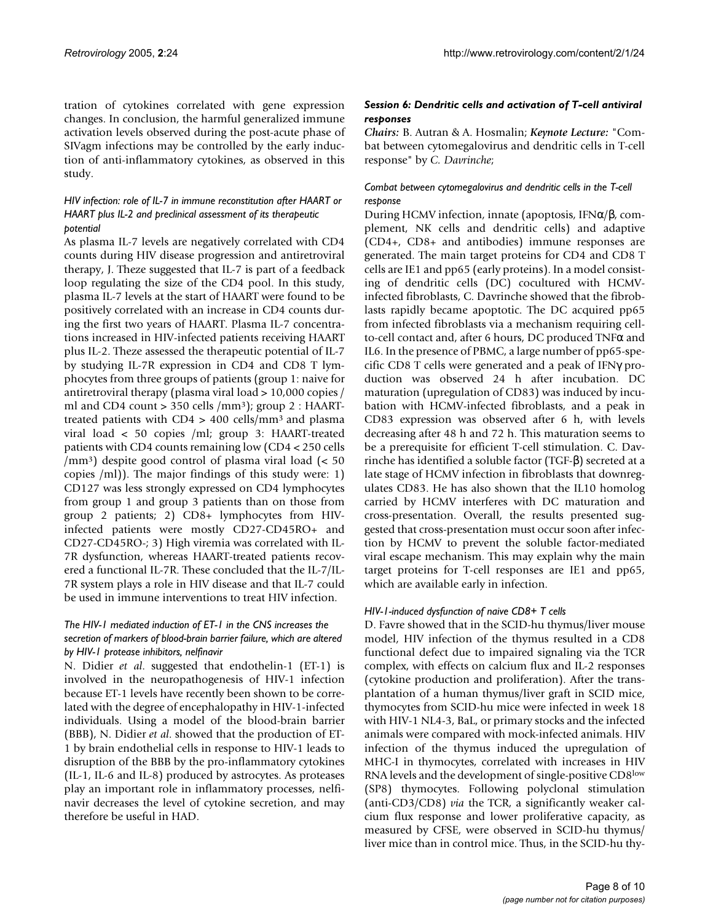tration of cytokines correlated with gene expression changes. In conclusion, the harmful generalized immune activation levels observed during the post-acute phase of SIVagm infections may be controlled by the early induction of anti-inflammatory cytokines, as observed in this study.

#### *HIV infection: role of IL-7 in immune reconstitution after HAART or HAART plus IL-2 and preclinical assessment of its therapeutic potential*

As plasma IL-7 levels are negatively correlated with CD4 counts during HIV disease progression and antiretroviral therapy, J. Theze suggested that IL-7 is part of a feedback loop regulating the size of the CD4 pool. In this study, plasma IL-7 levels at the start of HAART were found to be positively correlated with an increase in CD4 counts during the first two years of HAART. Plasma IL-7 concentrations increased in HIV-infected patients receiving HAART plus IL-2. Theze assessed the therapeutic potential of IL-7 by studying IL-7R expression in CD4 and CD8 T lymphocytes from three groups of patients (group 1: naive for antiretroviral therapy (plasma viral load > 10,000 copies / ml and CD4 count > 350 cells /mm³); group 2 : HAART-treated patients with CD4 > 400 cells/mm³ and plasma viral load < 50 copies /ml; group 3: HAART-treated patients with CD4 counts remaining low (CD4 < 250 cells /mm³) despite good control of plasma viral load (< 50 copies /ml)). The major findings of this study were: 1) CD127 was less strongly expressed on CD4 lymphocytes from group 1 and group 3 patients than on those from group 2 patients; 2) CD8+ lymphocytes from HIV-infected patients were mostly CD27-CD45RO+ and CD27-CD45RO-; 3) High viremia was correlated with IL-7R dysfunction, whereas HAART-treated patients recovered a functional IL-7R. These concluded that the IL-7/IL-7R system plays a role in HIV disease and that IL-7 could be used in immune interventions to treat HIV infection.

#### *The HIV-1 mediated induction of ET-1 in the CNS increases the secretion of markers of blood-brain barrier failure, which are altered by HIV-1 protease inhibitors, nelfinavir*

N. Didier *et al.* suggested that endothelin-1 (ET-1) is involved in the neuropathogenesis of HIV-1 infection because ET-1 levels have recently been shown to be correlated with the degree of encephalopathy in HIV-1-infected individuals. Using a model of the blood-brain barrier (BBB), N. Didier *et al.* showed that the production of ET-1 by brain endothelial cells in response to HIV-1 leads to disruption of the BBB by the pro-inflammatory cytokines (IL-1, IL-6 and IL-8) produced by astrocytes. As proteases play an important role in inflammatory processes, nelfinavir decreases the level of cytokine secretion, and may therefore be useful in HAD.

### *Session 6: Dendritic cells and activation of T-cell antiviral responses*

***Chairs:*** B. Autran & A. Hosmalin; ***Keynote Lecture:*** "Combat between cytomegalovirus and dendritic cells in T-cell response" by *C. Davrinche*;

#### *Combat between cytomegalovirus and dendritic cells in the T-cell response*

During HCMV infection, innate (apoptosis, IFN$\alpha$/$\beta$, complement, NK cells and dendritic cells) and adaptive (CD4+, CD8+ and antibodies) immune responses are generated. The main target proteins for CD4 and CD8 T cells are IE1 and pp65 (early proteins). In a model consisting of dendritic cells (DC) cocultured with HCMV-infected fibroblasts, C. Davrinche showed that the fibroblasts rapidly became apoptotic. The DC acquired pp65 from infected fibroblasts via a mechanism requiring cell-to-cell contact and, after 6 hours, DC produced TNF$\alpha$ and IL6. In the presence of PBMC, a large number of pp65-specific CD8 T cells were generated and a peak of IFN$\gamma$ production was observed 24 h after incubation. DC maturation (upregulation of CD83) was induced by incubation with HCMV-infected fibroblasts, and a peak in CD83 expression was observed after 6 h, with levels decreasing after 48 h and 72 h. This maturation seems to be a prerequisite for efficient T-cell stimulation. C. Davrinche has identified a soluble factor (TGF-$\beta$) secreted at a late stage of HCMV infection in fibroblasts that downregulates CD83. He has also shown that the IL10 homolog carried by HCMV interferes with DC maturation and cross-presentation. Overall, the results presented suggested that cross-presentation must occur soon after infection by HCMV to prevent the soluble factor-mediated viral escape mechanism. This may explain why the main target proteins for T-cell responses are IE1 and pp65, which are available early in infection.

#### *HIV-1-induced dysfunction of naive CD8+ T cells*

D. Favre showed that in the SCID-hu thymus/liver mouse model, HIV infection of the thymus resulted in a CD8 functional defect due to impaired signaling via the TCR complex, with effects on calcium flux and IL-2 responses (cytokine production and proliferation). After the transplantation of a human thymus/liver graft in SCID mice, thymocytes from SCID-hu mice were infected in week 18 with HIV-1 NL4-3, BaL, or primary stocks and the infected animals were compared with mock-infected animals. HIV infection of the thymus induced the upregulation of MHC-I in thymocytes, correlated with increases in HIV RNA levels and the development of single-positive CD8$^{low}$ (SP8) thymocytes. Following polyclonal stimulation (anti-CD3/CD8) *via* the TCR, a significantly weaker calcium flux response and lower proliferative capacity, as measured by CFSE, were observed in SCID-hu thymus/liver mice than in control mice. Thus, in the SCID-hu thy-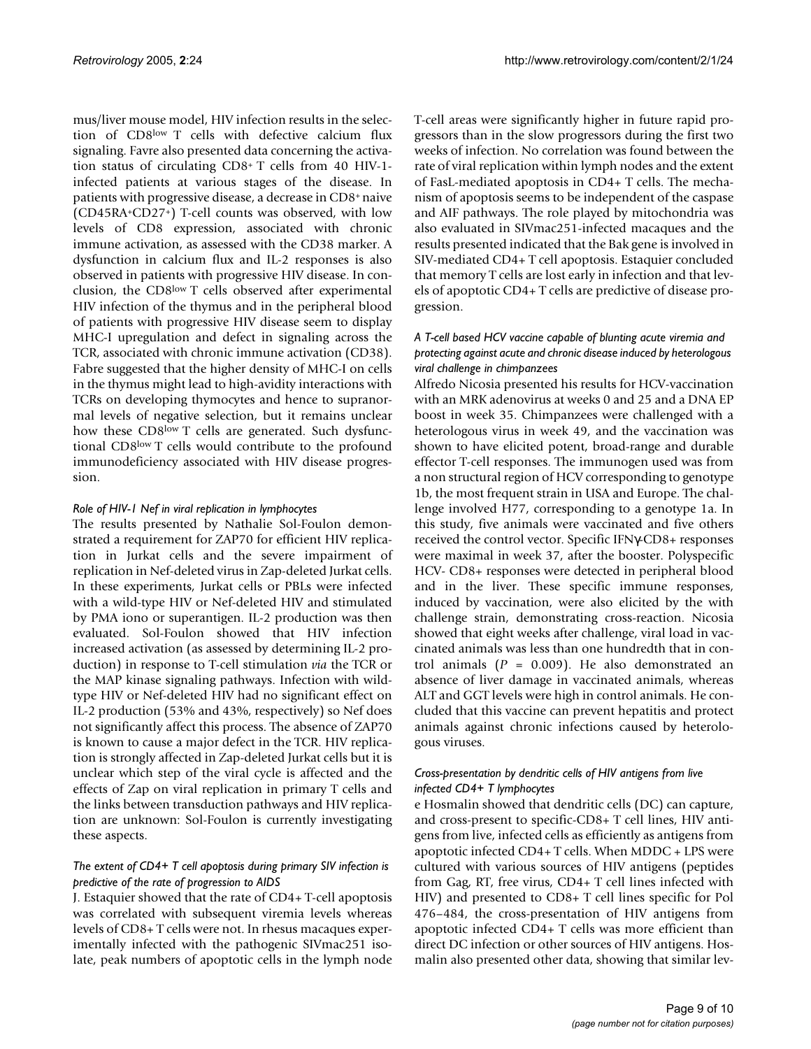mus/liver mouse model, HIV infection results in the selection of CD8[low] T cells with defective calcium flux signaling. Favre also presented data concerning the activation status of circulating $CD8^+$ T cells from 40 HIV-1-infected patients at various stages of the disease. In patients with progressive disease, a decrease in $CD8^+$ naive ($CD45RA^+CD27^+$) T-cell counts was observed, with low levels of CD8 expression, associated with chronic immune activation, as assessed with the CD38 marker. A dysfunction in calcium flux and IL-2 responses is also observed in patients with progressive HIV disease. In conclusion, the CD8[low] T cells observed after experimental HIV infection of the thymus and in the peripheral blood of patients with progressive HIV disease seem to display MHC-I upregulation and defect in signaling across the TCR, associated with chronic immune activation (CD38). Fabre suggested that the higher density of MHC-I on cells in the thymus might lead to high-avidity interactions with TCRs on developing thymocytes and hence to supranormal levels of negative selection, but it remains unclear how these CD8[low] T cells are generated. Such dysfunctional CD8[low] T cells would contribute to the profound immunodeficiency associated with HIV disease progression.

### *Role of HIV-1 Nef in viral replication in lymphocytes*

The results presented by Nathalie Sol-Foulon demonstrated a requirement for ZAP70 for efficient HIV replication in Jurkat cells and the severe impairment of replication in Nef-deleted virus in Zap-deleted Jurkat cells. In these experiments, Jurkat cells or PBLs were infected with a wild-type HIV or Nef-deleted HIV and stimulated by PMA iono or superantigen. IL-2 production was then evaluated. Sol-Foulon showed that HIV infection increased activation (as assessed by determining IL-2 production) in response to T-cell stimulation *via* the TCR or the MAP kinase signaling pathways. Infection with wild-type HIV or Nef-deleted HIV had no significant effect on IL-2 production (53% and 43%, respectively) so Nef does not significantly affect this process. The absence of ZAP70 is known to cause a major defect in the TCR. HIV replication is strongly affected in Zap-deleted Jurkat cells but it is unclear which step of the viral cycle is affected and the effects of Zap on viral replication in primary T cells and the links between transduction pathways and HIV replication are unknown: Sol-Foulon is currently investigating these aspects.

### *The extent of CD4+ T cell apoptosis during primary SIV infection is predictive of the rate of progression to AIDS*

J. Estaquier showed that the rate of CD4+ T-cell apoptosis was correlated with subsequent viremia levels whereas levels of CD8+ T cells were not. In rhesus macaques experimentally infected with the pathogenic SIVmac251 isolate, peak numbers of apoptotic cells in the lymph node T-cell areas were significantly higher in future rapid progressors than in the slow progressors during the first two weeks of infection. No correlation was found between the rate of viral replication within lymph nodes and the extent of FasL-mediated apoptosis in CD4+ T cells. The mechanism of apoptosis seems to be independent of the caspase and AIF pathways. The role played by mitochondria was also evaluated in SIVmac251-infected macaques and the results presented indicated that the Bak gene is involved in SIV-mediated CD4+ T cell apoptosis. Estaquier concluded that memory T cells are lost early in infection and that levels of apoptotic CD4+ T cells are predictive of disease progression.

### *A T-cell based HCV vaccine capable of blunting acute viremia and protecting against acute and chronic disease induced by heterologous viral challenge in chimpanzees*

Alfredo Nicosia presented his results for HCV-vaccination with an MRK adenovirus at weeks 0 and 25 and a DNA EP boost in week 35. Chimpanzees were challenged with a heterologous virus in week 49, and the vaccination was shown to have elicited potent, broad-range and durable effector T-cell responses. The immunogen used was from a non structural region of HCV corresponding to genotype 1b, the most frequent strain in USA and Europe. The challenge involved H77, corresponding to a genotype 1a. In this study, five animals were vaccinated and five others received the control vector. Specific IFNγ-CD8+ responses were maximal in week 37, after the booster. Polyspecific HCV- CD8+ responses were detected in peripheral blood and in the liver. These specific immune responses, induced by vaccination, were also elicited by the with challenge strain, demonstrating cross-reaction. Nicosia showed that eight weeks after challenge, viral load in vaccinated animals was less than one hundredth that in control animals ($P = 0.009$). He also demonstrated an absence of liver damage in vaccinated animals, whereas ALT and GGT levels were high in control animals. He concluded that this vaccine can prevent hepatitis and protect animals against chronic infections caused by heterologous viruses.

### *Cross-presentation by dendritic cells of HIV antigens from live infected CD4+ T lymphocytes*

e Hosmalin showed that dendritic cells (DC) can capture, and cross-present to specific-CD8+ T cell lines, HIV antigens from live, infected cells as efficiently as antigens from apoptotic infected CD4+ T cells. When MDDC + LPS were cultured with various sources of HIV antigens (peptides from Gag, RT, free virus, CD4+ T cell lines infected with HIV) and presented to CD8+ T cell lines specific for Pol 476–484, the cross-presentation of HIV antigens from apoptotic infected CD4+ T cells was more efficient than direct DC infection or other sources of HIV antigens. Hosmalin also presented other data, showing that similar lev-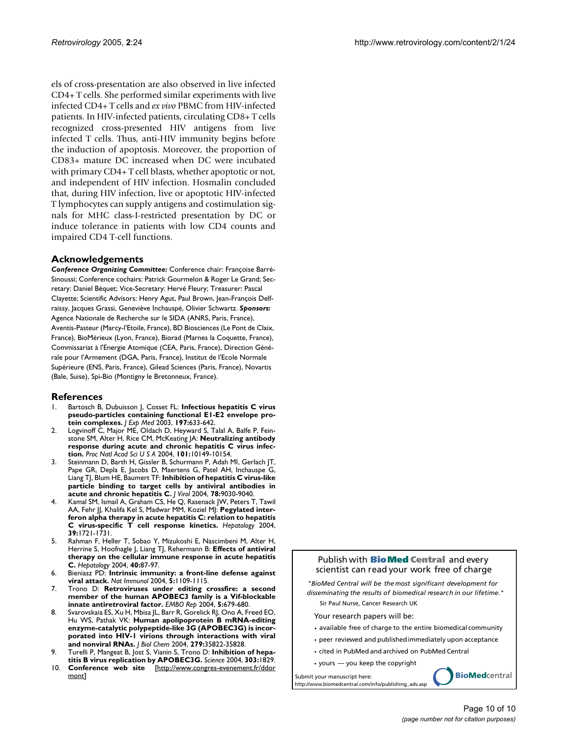els of cross-presentation are also observed in live infected CD4+ T cells. She performed similar experiments with live infected CD4+ T cells and *ex vivo* PBMC from HIV-infected patients. In HIV-infected patients, circulating CD8+ T cells recognized cross-presented HIV antigens from live infected T cells. Thus, anti-HIV immunity begins before the induction of apoptosis. Moreover, the proportion of CD83+ mature DC increased when DC were incubated with primary CD4+ T cell blasts, whether apoptotic or not, and independent of HIV infection. Hosmalin concluded that, during HIV infection, live or apoptotic HIV-infected T lymphocytes can supply antigens and costimulation signals for MHC class-I-restricted presentation by DC or induce tolerance in patients with low CD4 counts and impaired CD4 T-cell functions.

## Acknowledgements

***Conference Organizing Committee:*** Conference chair: Françoise Barré-Sinoussi; Conference cochairs: Patrick Gourmelon & Roger Le Grand; Secretary: Daniel Béquet; Vice-Secretary: Hervé Fleury; Treasurer: Pascal Clayette; Scientific Advisors: Henry Agut, Paul Brown, Jean-François Delfraissy, Jacques Grassi, Geneviève Inchauspé, Olivier Schwartz. ***Sponsors:*** Agence Nationale de Recherche sur le SIDA (ANRS, Paris, France), Aventis-Pasteur (Marcy-l'Etoile, France), BD Biosciences (Le Pont de Claix, France), BioMérieux (Lyon, France), Biorad (Marnes la Coquette, France), Commissariat à l'Energie Atomique (CEA, Paris, France), Direction Générale pour l'Armement (DGA, Paris, France), Institut de l'Ecole Normale Supérieure (ENS, Paris, France), Gilead Sciences (Paris, France), Novartis (Bale, Suise), Spi-Bio (Montigny le Bretonneux, France).

## References

1. Bartosch B, Dubuisson J, Cosset FL: **Infectious hepatitis C virus pseudo-particles containing functional E1-E2 envelope protein complexes.** *J Exp Med* 2003, **197:**633-642.
2. Logvinoff C, Major ME, Oldach D, Heyward S, Talal A, Balfe P, Feinstone SM, Alter H, Rice CM, McKeating JA: **Neutralizing antibody response during acute and chronic hepatitis C virus infection.** *Proc Natl Acad Sci U S A* 2004, **101:**10149-10154.
3. Steinmann D, Barth H, Gissler B, Schurmann P, Adah MI, Gerlach JT, Pape GR, Depla E, Jacobs D, Maertens G, Patel AH, Inchauspe G, Liang TJ, Blum HE, Baumert TF: **Inhibition of hepatitis C virus-like particle binding to target cells by antiviral antibodies in acute and chronic hepatitis C.** *J Virol* 2004, **78:**9030-9040.
4. Kamal SM, Ismail A, Graham CS, He Q, Rasenack JW, Peters T, Tawil AA, Fehr JJ, Khalifa Kel S, Madwar MM, Koziel MJ: **Pegylated interferon alpha therapy in acute hepatitis C: relation to hepatitis C virus-specific T cell response kinetics.** *Hepatology* 2004, **39:**1721-1731.
5. Rahman F, Heller T, Sobao Y, Mizukoshi E, Nascimbeni M, Alter H, Herrine S, Hoofnagle J, Liang TJ, Rehermann B: **Effects of antiviral therapy on the cellular immune response in acute hepatitis C.** *Hepatology* 2004, **40:**87-97.
6. Bieniasz PD: **Intrinsic immunity: a front-line defense against viral attack.** *Nat Immunol* 2004, **5:**1109-1115.
7. Trono D: **Retroviruses under editing crossfire: a second member of the human APOBEC3 family is a Vif-blockable innate antiretroviral factor.** *EMBO Rep* 2004, **5:**679-680.
8. Svarovskaia ES, Xu H, Mbisa JL, Barr R, Gorelick RJ, Ono A, Freed EO, Hu WS, Pathak VK: **Human apolipoprotein B mRNA-editing enzyme-catalytic polypeptide-like 3G (APOBEC3G) is incorporated into HIV-1 virions through interactions with viral and nonviral RNAs.** *J Biol Chem* 2004, **279:**35822-35828.
9. Turelli P, Mangeat B, Jost S, Vianin S, Trono D: **Inhibition of hepatitis B virus replication by APOBEC3G.** *Science* 2004, **303:**1829.
10. **Conference web site** [http://www.congres-evenement.fr/ddormont]

Publish with **BioMed Central** and every scientist can read your work free of charge

*"BioMed Central will be the most significant development for disseminating the results of biomedical research in our lifetime."*
Sir Paul Nurse, Cancer Research UK

Your research papers will be:

- available free of charge to the entire biomedical community
- peer reviewed and published immediately upon acceptance
- cited in PubMed and archived on PubMed Central
- yours — you keep the copyright

Submit your manuscript here:
http://www.biomedcentral.com/info/publishing_adv.asp

BioMedcentral